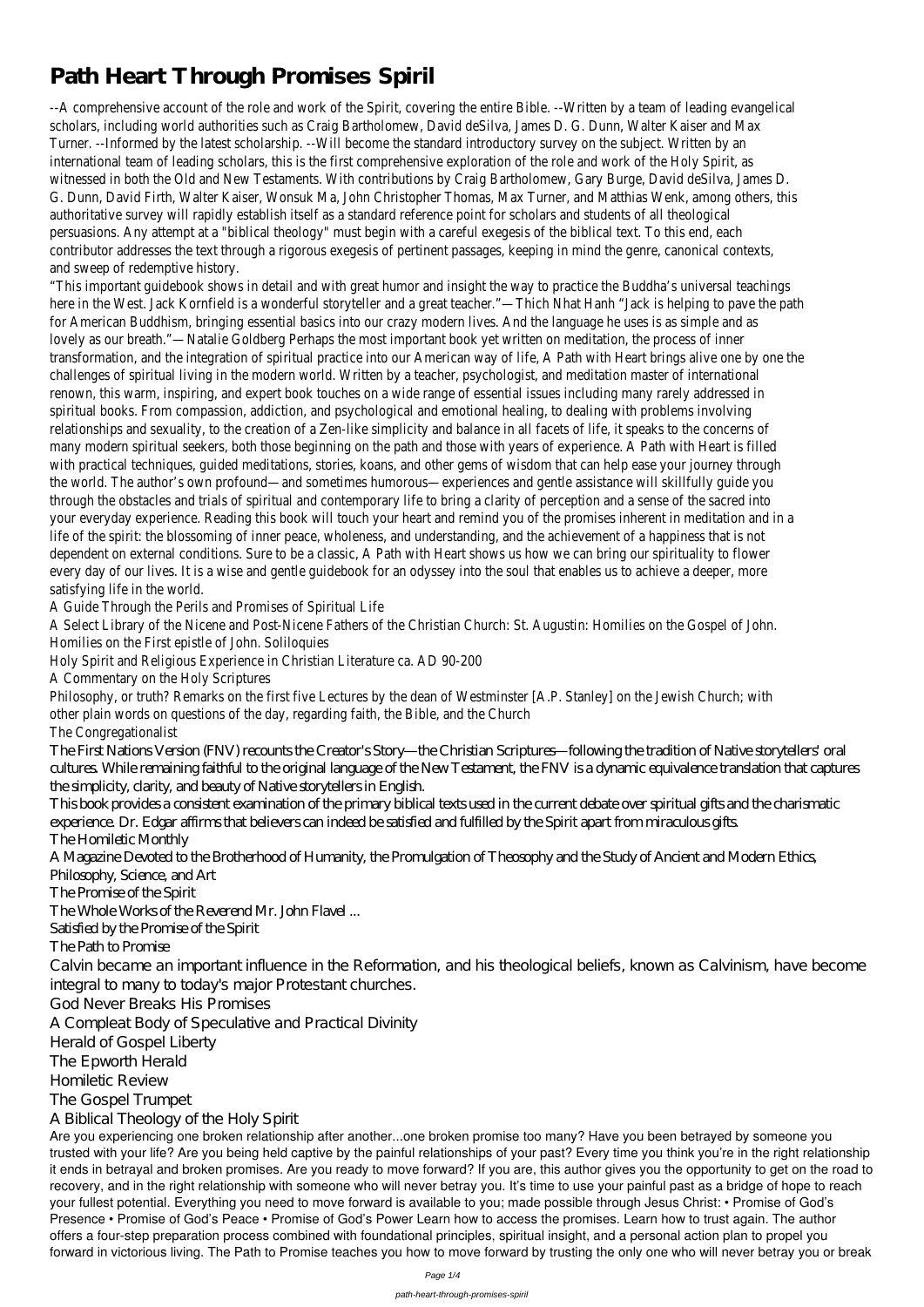# Path Heart Through Promises Spiril

--A comprehensive account of the role and work of the Spirit, covering the entire Bible. --Written by a team of leading evangelical scholars, including world authorities such as Craig Bartholomew, David deSilva, James D. G. Dunn, Walter Kaiser and Max Turner. --Informed by the latest scholarship. --Will become the standard introductory survey on the subject. Written by an international team of leading scholars, this is the first comprehensive exploration of the role and work of the Holy Spirit, as witnessed in both the Old and New Testaments. With contributions by Craig Bartholomew, Gary Burge, David deSilva, James D. G. Dunn, David Firth, Walter Kaiser, Wonsuk Ma, John Christopher Thomas, Max Turner, and Matthias Wenk, among others, this authoritative survey will rapidly establish itself as a standard reference point for scholars and students of all theological persuasions. Any attempt at a "biblical theology" must begin with a careful exegesis of the biblical text. To this end, each contributor addresses the text through a rigorous exegesis of pertinent passages, keeping in mind the genre, canonical contexts, and sweep of redemptive history.

"This important guidebook shows in detail and with great humor and insight the way to practice the Buddha's universal teachings here in the West. Jack Kornfield is a wonderful storyteller and a great teacher."—Thich Nhat Hanh "Jack is helping to pave the path for American Buddhism, bringing essential basics into our crazy modern lives. And the language he uses is as simple and as lovely as our breath."—Natalie Goldberg Perhaps the most important book yet written on meditation, the process of inner transformation, and the integration of spiritual practice into our American way of life, A Path with Heart brings alive one by one the challenges of spiritual living in the modern world. Written by a teacher, psychologist, and meditation master of international renown, this warm, inspiring, and expert book touches on a wide range of essential issues including many rarely addressed in spiritual books. From compassion, addiction, and psychological and emotional healing, to dealing with problems involving relationships and sexuality, to the creation of a Zen-like simplicity and balance in all facets of life, it speaks to the concerns of many modern spiritual seekers, both those beginning on the path and those with years of experience. A Path with Heart is filled with practical techniques, guided meditations, stories, koans, and other gems of wisdom that can help ease your journey through the world. The author's own profound—and sometimes humorous—experiences and gentle assistance will skillfully guide you through the obstacles and trials of spiritual and contemporary life to bring a clarity of perception and a sense of the sacred into your everyday experience. Reading this book will touch your heart and remind you of the promises inherent in meditation and in a life of the spirit: the blossoming of inner peace, wholeness, and understanding, and the achievement of a happiness that is not dependent on external conditions. Sure to be a classic, A Path with Heart shows us how we can bring our spirituality to flower every day of our lives. It is a wise and gentle guidebook for an odyssey into the soul that enables us to achieve a deeper, more satisfying life in the world.

A Guide Through the Perils and Promises of Spiritual Life

A Select Library of the Nicene and Post-Nicene Fathers of the Christian Church: St. Augustin: Homilies on the Gospel of John. Homilies on the First epistle of John. Soliloquies

Holy Spirit and Religious Experience in Christian Literature ca. AD 90-200

A Commentary on the Holy Scriptures

Philosophy, or truth? Remarks on the first five Lectures by the dean of Westminster [A.P. Stanley] on the Jewish Church; with other plain words on questions of the day, regarding faith, the Bible, and the Church

The Congregationalist

The First Nations Version (FNV) recounts the Creator's Story—the Christian Scriptures—following the tradition of Native storytellers' oral cultures. While remaining faithful to the original language of the New Testament, the FNV is a dynamic equivalence translation that captures the simplicity, clarity, and beauty of Native storytellers in English.

This book provides a consistent examination of the primary biblical texts used in the current debate over spiritual gifts and the charismatic experience. Dr. Edgar affirms that believers can indeed be satisfied and fulfilled by the Spirit apart from miraculous gifts.

The Homiletic Monthly

A Magazine Devoted to the Brotherhood of Humanity, the Promulgation of Theosophy and the Study of Ancient and Modern Ethics, Philosophy, Science, and Art

The Promise of the Spirit

The Whole Works of the Reverend Mr. John Flavel ...

Satisfied by the Promise of the Spirit

The Path to Promise

Calvin became an important influence in the Reformation, and his theological beliefs, known as Calvinism, have become integral to many to today's major Protestant churches.

God Never Breaks His Promises

A Compleat Body of Speculative and Practical Divinity

Herald of Gospel Liberty

The Epworth Herald

Homiletic Review

The Gospel Trumpet

A Biblical Theology of the Holy Spirit

Are you experiencing one broken relationship after another...one broken promise too many? Have you been betrayed by someone you trusted with your life? Are you being held captive by the painful relationships of your past? Every time you think you're in the right relationship it ends in betrayal and broken promises. Are you ready to move forward? If you are, this author gives you the opportunity to get on the road to recovery, and in the right relationship with someone who will never betray you. It's time to use your painful past as a bridge of hope to reach your fullest potential. Everything you need to move forward is available to you; made possible through Jesus Christ: • Promise of God's Presence • Promise of God's Peace • Promise of God's Power Learn how to access the promises. Learn how to trust again. The author offers a four-step preparation process combined with foundational principles, spiritual insight, and a personal action plan to propel you forward in victorious living. The Path to Promise teaches you how to move forward by trusting the only one who will never betray you or break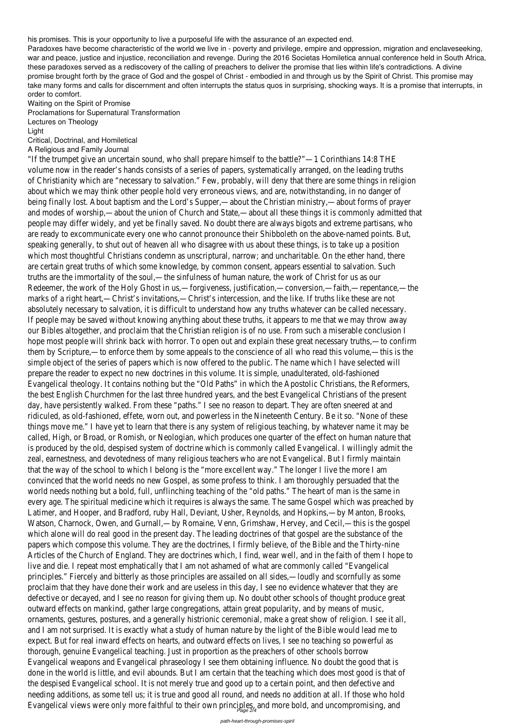his promises. This is your opportunity to live a purposeful life with the assurance of an expected end.

Paradoxes have become characteristic of the world we live in - poverty and privilege, empire and oppression, migration and enclaveseeking, war and peace, justice and injustice, reconciliation and revenge. During the 2016 Societas Homiletica annual conference held in South Africa, these paradoxes served as a rediscovery of the calling of preachers to deliver the promise that lies within life's contradictions. A divine promise brought forth by the grace of God and the gospel of Christ - embodied in and through us by the Spirit of Christ. This promise may take many forms and calls for discernment and often interrupts the status quos in surprising, shocking ways. It is a promise that interrupts, in order to comfort.

Waiting on the Spirit of Promise

Proclamations for Supernatural Transformation

Lectures on Theology

Light

Critical, Doctrinal, and Homiletical

A Religious and Family Journal

"If the trumpet give an uncertain sound, who shall prepare himself to the battle?"—1 Corinthians 14:8 THE volume now in the reader's hands consists of a series of papers, systematically arranged, on the leading truths of Christianity which are "necessary to salvation." Few, probably, will deny that there are some things in religion about which we may think other people hold very erroneous views, and are, notwithstanding, in no danger of being finally lost. About baptism and the Lord's Supper,—about the Christian ministry,—about forms of prayer and modes of worship,—about the union of Church and State,—about all these things it is commonly admitted that people may differ widely, and yet be finally saved. No doubt there are always bigots and extreme partisans, who are ready to excommunicate every one who cannot pronounce their Shibboleth on the above-named points. But, speaking generally, to shut out of heaven all who disagree with us about these things, is to take up a position which most thoughtful Christians condemn as unscriptural, narrow; and uncharitable. On the ether hand, there are certain great truths of which some knowledge, by common consent, appears essential to salvation. Such truths are the immortality of the soul,—the sinfulness of human nature, the work of Christ for us as our Redeemer, the work of the Holy Ghost in us,—forgiveness, justification,—conversion,—faith,—repentance,—the marks of a right heart,—Christ's invitations,—Christ's intercession, and the like. If truths like these are not absolutely necessary to salvation, it is difficult to understand how any truths whatever can be called necessary. If people may be saved without knowing anything about these truths, it appears to me that we may throw away our Bibles altogether, and proclaim that the Christian religion is of no use. From such a miserable conclusion I hope most people will shrink back with horror. To open out and explain these great necessary truths,—to confirm them by Scripture,—to enforce them by some appeals to the conscience of all who read this volume,—this is the simple object of the series of papers which is now offered to the public. The name which I have selected will prepare the reader to expect no new doctrines in this volume. It is simple, unadulterated, old-fashioned Evangelical theology. It contains nothing but the "Old Paths" in which the Apostolic Christians, the Reformers, the best English Churchmen for the last three hundred years, and the best Evangelical Christians of the present day, have persistently walked. From these "paths." I see no reason to depart. They are often sneered at and ridiculed, as old-fashioned, effete, worn out, and powerless in the Nineteenth Century. Be it so. "None of these things move me." I have yet to learn that there is any system of religious teaching, by whatever name it may be called, High, or Broad, or Romish, or Neologian, which produces one quarter of the effect on human nature that is produced by the old, despised system of doctrine which is commonly called Evangelical. I willingly admit the zeal, earnestness, and devotedness of many religious teachers who are not Evangelical. But I firmly maintain that the way of the school to which I belong is the "more excellent way." The longer I live the more I am convinced that the world needs no new Gospel, as some profess to think. I am thoroughly persuaded that the world needs nothing but a bold, full, unflinching teaching of the "old paths." The heart of man is the same in every age. The spiritual medicine which it requires is always the same. The same Gospel which was preached by Latimer, and Hooper, and Bradford, ruby Hall, Deviant, Usher, Reynolds, and Hopkins,—by Manton, Brooks, Watson, Charnock, Owen, and Gurnall,—by Romaine, Venn, Grimshaw, Hervey, and Cecil,—this is the gospel which alone will do real good in the present day. The leading doctrines of that gospel are the substance of the papers which compose this volume. They are the doctrines, I firmly believe, of the Bible and the Thirty-nine Articles of the Church of England. They are doctrines which, I find, wear well, and in the faith of them I hope to live and die. I repeat most emphatically that I am not ashamed of what are commonly called "Evangelical principles." Fiercely and bitterly as those principles are assailed on all sides,—loudly and scornfully as some proclaim that they have done their work and are useless in this day, I see no evidence whatever that they are defective or decayed, and I see no reason for giving them up. No doubt other schools of thought produce great outward effects on mankind, gather large congregations, attain great popularity, and by means of music, ornaments, gestures, postures, and a generally histrionic ceremonial, make a great show of religion. I see it all, and I am not surprised. It is exactly what a study of human nature by the light of the Bible would lead me to expect. But for real inward effects on hearts, and outward effects on lives, I see no teaching so powerful as thorough, genuine Evangelical teaching. Just in proportion as the preachers of other schools borrow Evangelical weapons and Evangelical phraseology I see them obtaining influence. No doubt the good that is done in the world is little, and evil abounds. But I am certain that the teaching which does most good is that of the despised Evangelical school. It is not merely true and good up to a certain point, and then defective and needing additions, as some tell us; it is true and good all round, and needs no addition at all. If those who hold Evangelical views were only more faithful to their own principles, and more bold, and uncompromising, and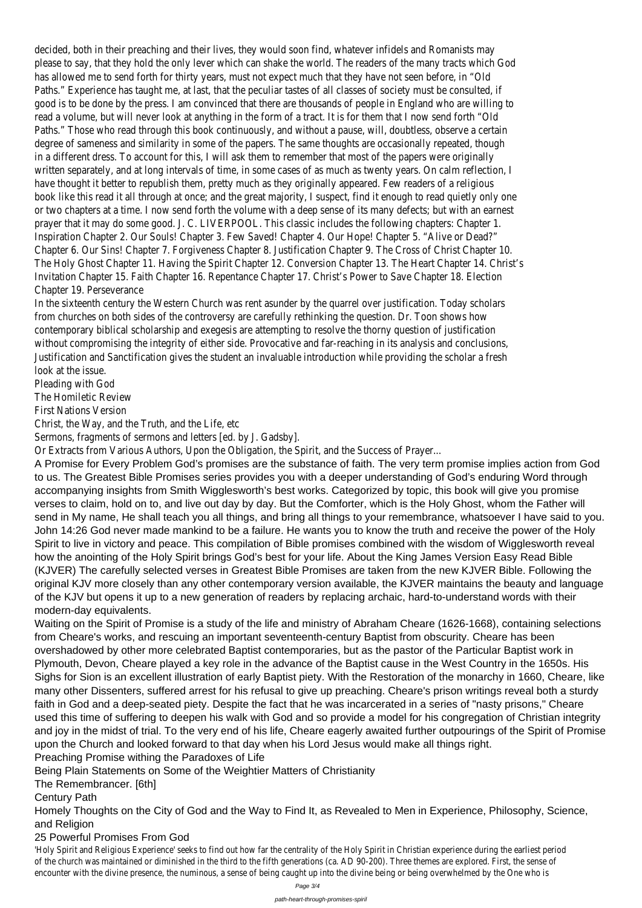decided, both in their preaching and their lives, they would soon find, whatever infidels and Romanists may please to say, that they hold the only lever which can shake the world. The readers of the many tracts which God has allowed me to send forth for thirty years, must not expect much that they have not seen before, in "Old Paths." Experience has taught me, at last, that the peculiar tastes of all classes of society must be consulted, if good is to be done by the press. I am convinced that there are thousands of people in England who are willing to read a volume, but will never look at anything in the form of a tract. It is for them that I now send forth "Old Paths." Those who read through this book continuously, and without a pause, will, doubtless, observe a certain degree of sameness and similarity in some of the papers. The same thoughts are occasionally repeated, though in a different dress. To account for this, I will ask them to remember that most of the papers were originally written separately, and at long intervals of time, in some cases of as much as twenty years. On calm reflection, I have thought it better to republish them, pretty much as they originally appeared. Few readers of a religious book like this read it all through at once; and the great majority, I suspect, find it enough to read quietly only one or two chapters at a time. I now send forth the volume with a deep sense of its many defects; but with an earnest prayer that it may do some good. J. C. LIVERPOOL. This classic includes the following chapters: Chapter 1. Inspiration Chapter 2. Our Souls! Chapter 3. Few Saved! Chapter 4. Our Hope! Chapter 5. "Alive or Dead?" Chapter 6. Our Sins! Chapter 7. Forgiveness Chapter 8. Justification Chapter 9. The Cross of Christ Chapter 10. The Holy Ghost Chapter 11. Having the Spirit Chapter 12. Conversion Chapter 13. The Heart Chapter 14. Christ's Invitation Chapter 15. Faith Chapter 16. Repentance Chapter 17. Christ's Power to Save Chapter 18. Election Chapter 19. Perseverance

In the sixteenth century the Western Church was rent asunder by the quarrel over justification. Today scholars from churches on both sides of the controversy are carefully rethinking the question. Dr. Toon shows how contemporary biblical scholarship and exegesis are attempting to resolve the thorny question of justification without compromising the integrity of either side. Provocative and far-reaching in its analysis and conclusions, Justification and Sanctification gives the student an invaluable introduction while providing the scholar a fresh look at the issue.

Pleading with God

The Homiletic Review

First Nations Version

Christ, the Way, and the Truth, and the Life, etc

Sermons, fragments of sermons and letters [ed. by J. Gadsby].

Or Extracts from Various Authors, Upon the Obligation, the Spirit, and the Success of Prayer...

A Promise for Every Problem God's promises are the substance of faith. The very term promise implies action from God to us. The Greatest Bible Promises series provides you with a deeper understanding of God's enduring Word through accompanying insights from Smith Wigglesworth's best works. Categorized by topic, this book will give you promise verses to claim, hold on to, and live out day by day. But the Comforter, which is the Holy Ghost, whom the Father will send in My name, He shall teach you all things, and bring all things to your remembrance, whatsoever I have said to you. John 14:26 God never made mankind to be a failure. He wants you to know the truth and receive the power of the Holy Spirit to live in victory and peace. This compilation of Bible promises combined with the wisdom of Wigglesworth reveal how the anointing of the Holy Spirit brings God's best for your life. About the King James Version Easy Read Bible (KJVER) The carefully selected verses in Greatest Bible Promises are taken from the new KJVER Bible. Following the original KJV more closely than any other contemporary version available, the KJVER maintains the beauty and language of the KJV but opens it up to a new generation of readers by replacing archaic, hard-to-understand words with their modern-day equivalents.

Waiting on the Spirit of Promise is a study of the life and ministry of Abraham Cheare (1626-1668), containing selections from Cheare's works, and rescuing an important seventeenth-century Baptist from obscurity. Cheare has been overshadowed by other more celebrated Baptist contemporaries, but as the pastor of the Particular Baptist work in Plymouth, Devon, Cheare played a key role in the advance of the Baptist cause in the West Country in the 1650s. His Sighs for Sion is an excellent illustration of early Baptist piety. With the Restoration of the monarchy in 1660, Cheare, like many other Dissenters, suffered arrest for his refusal to give up preaching. Cheare's prison writings reveal both a sturdy faith in God and a deep-seated piety. Despite the fact that he was incarcerated in a series of "nasty prisons," Cheare used this time of suffering to deepen his walk with God and so provide a model for his congregation of Christian integrity and joy in the midst of trial. To the very end of his life, Cheare eagerly awaited further outpourings of the Spirit of Promise upon the Church and looked forward to that day when his Lord Jesus would make all things right.

Preaching Promise withing the Paradoxes of Life

Being Plain Statements on Some of the Weightier Matters of Christianity

The Remembrancer. [6th]

Century Path

Homely Thoughts on the City of God and the Way to Find It, as Revealed to Men in Experience, Philosophy, Science, and Religion

25 Powerful Promises From God

'Holy Spirit and Religious Experience' seeks to find out how far the centrality of the Holy Spirit in Christian experience during the earliest period of the church was maintained or diminished in the third to the fifth generations (ca. AD 90-200). Three themes are explored. First, the sense of encounter with the divine presence, the numinous, a sense of being caught up into the divine being or being overwhelmed by the One who is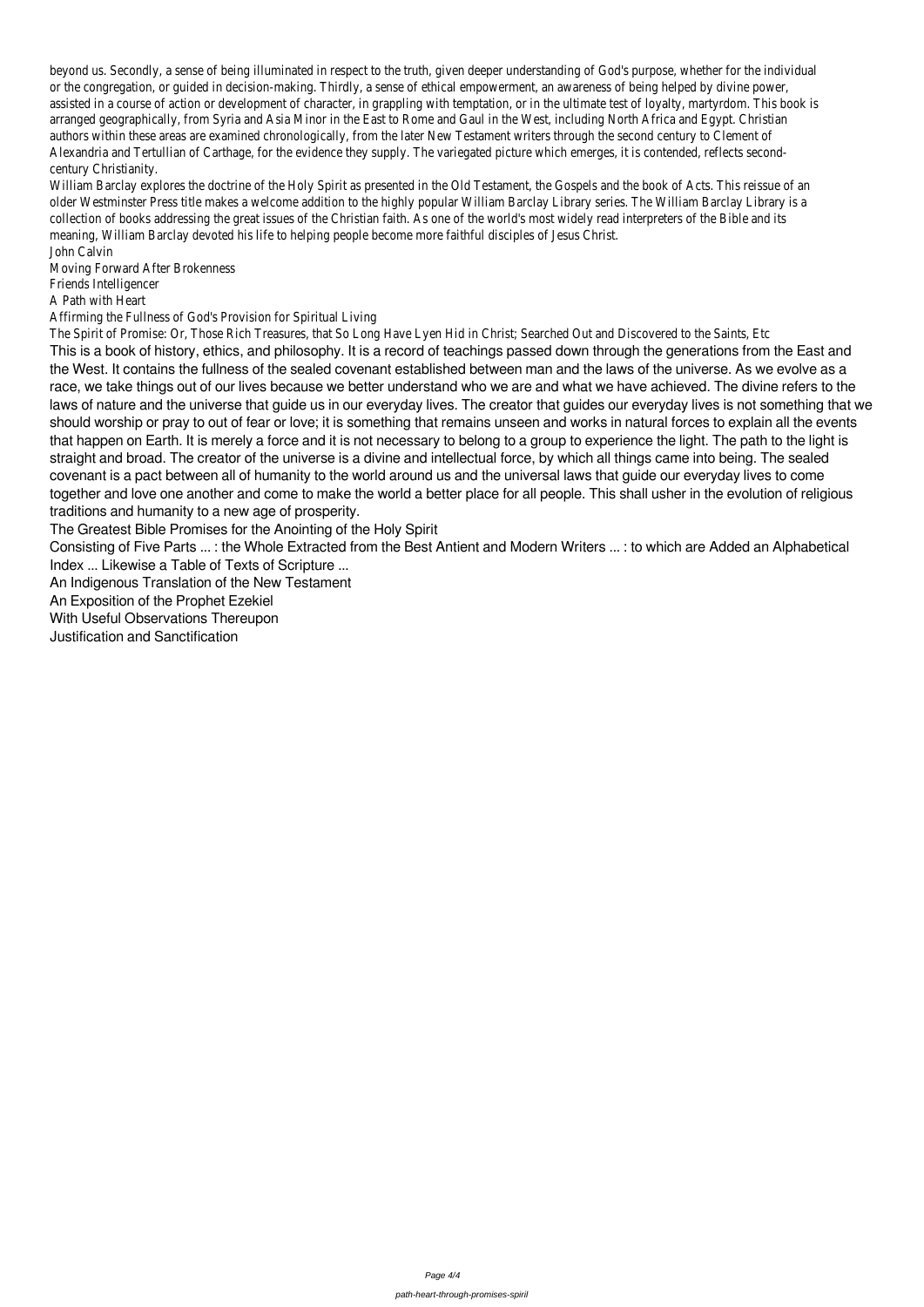beyond us. Secondly, a sense of being illuminated in respect to the truth, given deeper understanding of God's purpose, whether for the individual or the congregation, or guided in decision-making. Thirdly, a sense of ethical empowerment, an awareness of being helped by divine power, assisted in a course of action or development of character, in grappling with temptation, or in the ultimate test of loyalty, martyrdom. This book is arranged geographically, from Syria and Asia Minor in the East to Rome and Gaul in the West, including North Africa and Egypt. Christian authors within these areas are examined chronologically, from the later New Testament writers through the second century to Clement of Alexandria and Tertullian of Carthage, for the evidence they supply. The variegated picture which emerges, it is contended, reflects second-century Christianity.

William Barclay explores the doctrine of the Holy Spirit as presented in the Old Testament, the Gospels and the book of Acts. This reissue of an older Westminster Press title makes a welcome addition to the highly popular William Barclay Library series. The William Barclay Library is a collection of books addressing the great issues of the Christian faith. As one of the world's most widely read interpreters of the Bible and its meaning, William Barclay devoted his life to helping people become more faithful disciples of Jesus Christ.

John Calvin

Moving Forward After Brokenness

Friends Intelligencer

A Path with Heart

Affirming the Fullness of God's Provision for Spiritual Living

The Spirit of Promise: Or, Those Rich Treasures, that So Long Have Lyen Hid in Christ; Searched Out and Discovered to the Saints, Etc

This is a book of history, ethics, and philosophy. It is a record of teachings passed down through the generations from the East and the West. It contains the fullness of the sealed covenant established between man and the laws of the universe. As we evolve as a race, we take things out of our lives because we better understand who we are and what we have achieved. The divine refers to the laws of nature and the universe that guide us in our everyday lives. The creator that guides our everyday lives is not something that we should worship or pray to out of fear or love; it is something that remains unseen and works in natural forces to explain all the events that happen on Earth. It is merely a force and it is not necessary to belong to a group to experience the light. The path to the light is straight and broad. The creator of the universe is a divine and intellectual force, by which all things came into being. The sealed covenant is a pact between all of humanity to the world around us and the universal laws that guide our everyday lives to come together and love one another and come to make the world a better place for all people. This shall usher in the evolution of religious traditions and humanity to a new age of prosperity.

The Greatest Bible Promises for the Anointing of the Holy Spirit

Consisting of Five Parts ... : the Whole Extracted from the Best Antient and Modern Writers ... : to which are Added an Alphabetical Index ... Likewise a Table of Texts of Scripture ...

An Indigenous Translation of the New Testament

An Exposition of the Prophet Ezekiel

With Useful Observations Thereupon

Justification and Sanctification